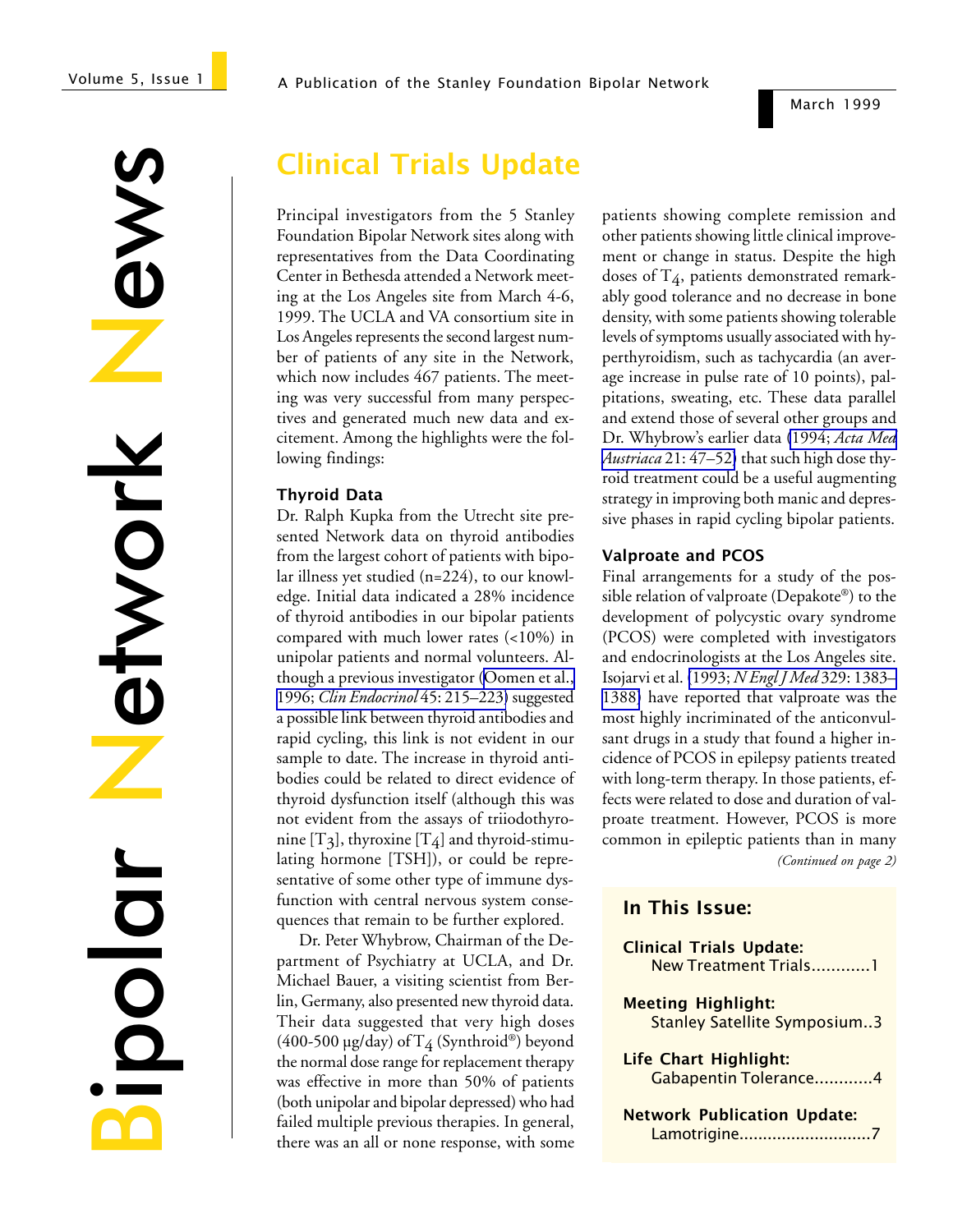# Bipolar Network News

A Publication of the Stanley Foundation Bipolar Network

Volume 5, Issue 1

March 1999

## Clinical Trials Update

Principal investigators from the 5 Stanley Foundation Bipolar Network sites along with representatives from the Data Coordinating Center in Bethesda attended a Network meeting at the Los Angeles site from March 4-6, 1999. The UCLA and VA consortium site in Los Angeles represents the second largest number of patients of any site in the Network, which now includes 467 patients. The meeting was very successful from many perspectives and generated much new data and excitement. Among the highlights were the following findings:

### Thyroid Data

Dr. Ralph Kupka from the Utrecht site presented Network data on thyroid antibodies from the largest cohort of patients with bipolar illness yet studied (n=224), to our knowledge. Initial data indicated a 28% incidence of thyroid antibodies in our bipolar patients compared with much lower rates (<10%) in unipolar patients and normal volunteers. Although a previous investigator (Oomen et al., 1996; *Clin Endocrinol* 45: 215–223) suggested a possible link between thyroid antibodies and rapid cycling, this link is not evident in our sample to date. The increase in thyroid antibodies could be related to direct evidence of thyroid dysfunction itself (although this was not evident from the assays of triiodothyronine [$T_3$], thyroxine [$T_4$] and thyroid-stimulating hormone [TSH]), or could be representative of some other type of immune dysfunction with central nervous system consequences that remain to be further explored.

Dr. Peter Whybrow, Chairman of the Department of Psychiatry at UCLA, and Dr. Michael Bauer, a visiting scientist from Berlin, Germany, also presented new thyroid data. Their data suggested that very high doses (400-500 μg/day) of $T_4$ (Synthroid®) beyond the normal dose range for replacement therapy was effective in more than 50% of patients (both unipolar and bipolar depressed) who had failed multiple previous therapies. In general, there was an all or none response, with some patients showing complete remission and other patients showing little clinical improvement or change in status. Despite the high doses of $T_4$, patients demonstrated remarkably good tolerance and no decrease in bone density, with some patients showing tolerable levels of symptoms usually associated with hyperthyroidism, such as tachycardia (an average increase in pulse rate of 10 points), palpitations, sweating, etc. These data parallel and extend those of several other groups and Dr. Whybrow's earlier data (1994; *Acta Med Austriaca* 21: 47–52) that such high dose thyroid treatment could be a useful augmenting strategy in improving both manic and depressive phases in rapid cycling bipolar patients.

### Valproate and PCOS

Final arrangements for a study of the possible relation of valproate (Depakote®) to the development of polycystic ovary syndrome (PCOS) were completed with investigators and endocrinologists at the Los Angeles site. Isojarvi et al. (1993; *N Engl J Med* 329: 1383–1388) have reported that valproate was the most highly incriminated of the anticonvulsant drugs in a study that found a higher incidence of PCOS in epilepsy patients treated with long-term therapy. In those patients, effects were related to dose and duration of valproate treatment. However, PCOS is more common in epileptic patients than in many

*(Continued on page 2)*

### In This Issue:

**Clinical Trials Update:**
New Treatment Trials............1

**Meeting Highlight:**
Stanley Satellite Symposium..3

**Life Chart Highlight:**
Gabapentin Tolerance............4

**Network Publication Update:**
Lamotrigine............................7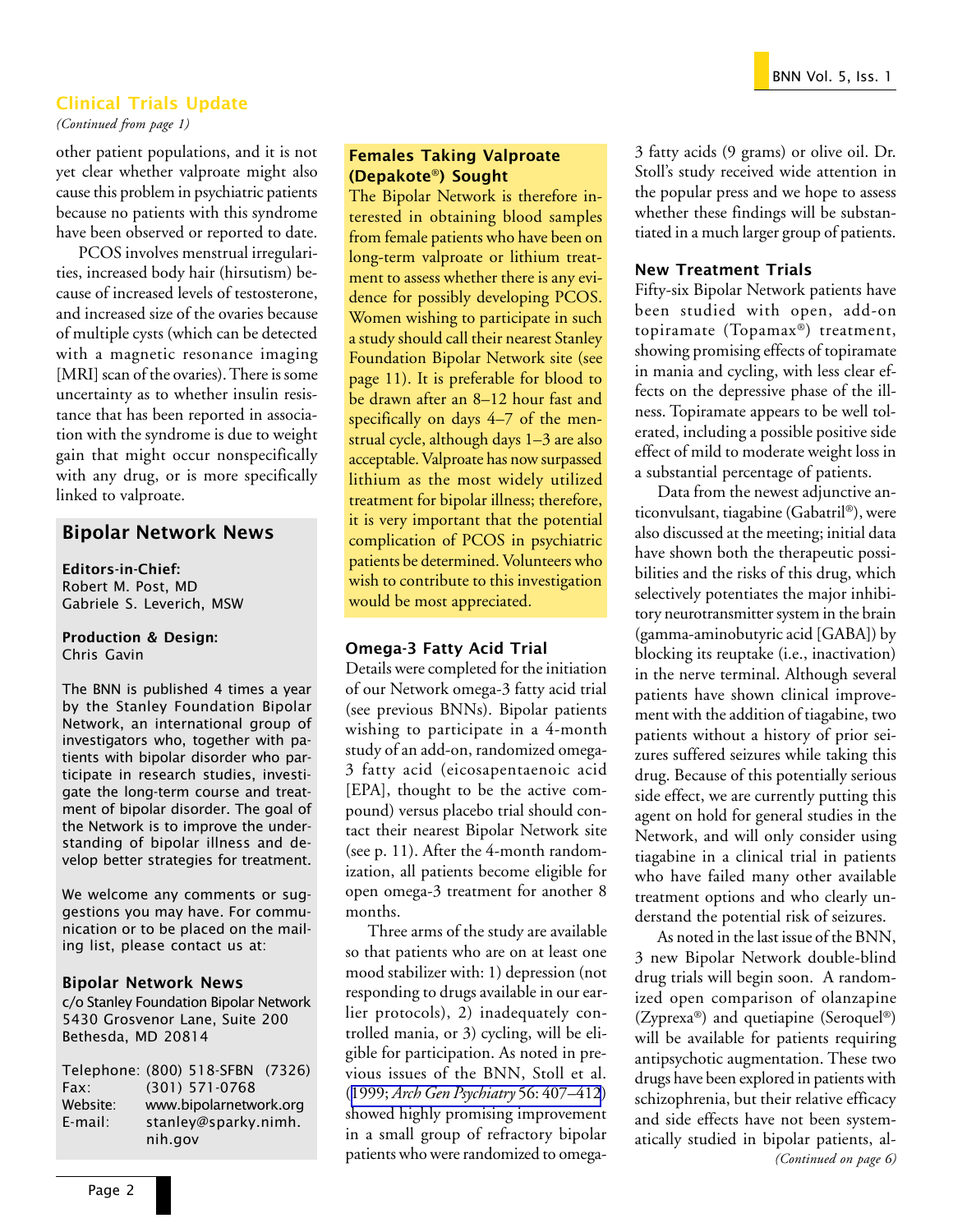## Clinical Trials Update

*(Continued from page 1)*

other patient populations, and it is not yet clear whether valproate might also cause this problem in psychiatric patients because no patients with this syndrome have been observed or reported to date.

PCOS involves menstrual irregularities, increased body hair (hirsutism) because of increased levels of testosterone, and increased size of the ovaries because of multiple cysts (which can be detected with a magnetic resonance imaging [MRI] scan of the ovaries). There is some uncertainty as to whether insulin resistance that has been reported in association with the syndrome is due to weight gain that might occur nonspecifically with any drug, or is more specifically linked to valproate.

### Females Taking Valproate (Depakote®) Sought

The Bipolar Network is therefore interested in obtaining blood samples from female patients who have been on long-term valproate or lithium treatment to assess whether there is any evidence for possibly developing PCOS. Women wishing to participate in such a study should call their nearest Stanley Foundation Bipolar Network site (see page 11). It is preferable for blood to be drawn after an 8–12 hour fast and specifically on days 4–7 of the menstrual cycle, although days 1–3 are also acceptable. Valproate has now surpassed lithium as the most widely utilized treatment for bipolar illness; therefore, it is very important that the potential complication of PCOS in psychiatric patients be determined. Volunteers who wish to contribute to this investigation would be most appreciated.

### Omega-3 Fatty Acid Trial

Details were completed for the initiation of our Network omega-3 fatty acid trial (see previous BNNs). Bipolar patients wishing to participate in a 4-month study of an add-on, randomized omega-3 fatty acid (eicosapentaenoic acid [EPA], thought to be the active compound) versus placebo trial should contact their nearest Bipolar Network site (see p. 11). After the 4-month randomization, all patients become eligible for open omega-3 treatment for another 8 months.

Three arms of the study are available so that patients who are on at least one mood stabilizer with: 1) depression (not responding to drugs available in our earlier protocols), 2) inadequately controlled mania, or 3) cycling, will be eligible for participation. As noted in previous issues of the BNN, Stoll et al. (1999; *Arch Gen Psychiatry* 56: 407–412) showed highly promising improvement in a small group of refractory bipolar patients who were randomized to omega-3 fatty acids (9 grams) or olive oil. Dr. Stoll's study received wide attention in the popular press and we hope to assess whether these findings will be substantiated in a much larger group of patients.

### New Treatment Trials

Fifty-six Bipolar Network patients have been studied with open, add-on topiramate (Topamax®) treatment, showing promising effects of topiramate in mania and cycling, with less clear effects on the depressive phase of the illness. Topiramate appears to be well tolerated, including a possible positive side effect of mild to moderate weight loss in a substantial percentage of patients.

Data from the newest adjunctive anticonvulsant, tiagabine (Gabatril®), were also discussed at the meeting; initial data have shown both the therapeutic possibilities and the risks of this drug, which selectively potentiates the major inhibitory neurotransmitter system in the brain (gamma-aminobutyric acid [GABA]) by blocking its reuptake (i.e., inactivation) in the nerve terminal. Although several patients have shown clinical improvement with the addition of tiagabine, two patients without a history of prior seizures suffered seizures while taking this drug. Because of this potentially serious side effect, we are currently putting this agent on hold for general studies in the Network, and will only consider using tiagabine in a clinical trial in patients who have failed many other available treatment options and who clearly understand the potential risk of seizures.

As noted in the last issue of the BNN, 3 new Bipolar Network double-blind drug trials will begin soon. A randomized open comparison of olanzapine (Zyprexa®) and quetiapine (Seroquel®) will be available for patients requiring antipsychotic augmentation. These two drugs have been explored in patients with schizophrenia, but their relative efficacy and side effects have not been systematically studied in bipolar patients, al-

*(Continued on page 6)*

---

## Bipolar Network News

**Editors-in-Chief:**
Robert M. Post, MD
Gabriele S. Leverich, MSW

**Production & Design:**
Chris Gavin

The BNN is published 4 times a year by the Stanley Foundation Bipolar Network, an international group of investigators who, together with patients with bipolar disorder who participate in research studies, investigate the long-term course and treatment of bipolar disorder. The goal of the Network is to improve the understanding of bipolar illness and develop better strategies for treatment.

We welcome any comments or suggestions you may have. For communication or to be placed on the mailing list, please contact us at:

**Bipolar Network News**
c/o Stanley Foundation Bipolar Network
5430 Grosvenor Lane, Suite 200
Bethesda, MD 20814

Telephone: (800) 518-SFBN (7326)
Fax: (301) 571-0768
Website: www.bipolarnetwork.org
E-mail: stanley@sparky.nimh.nih.gov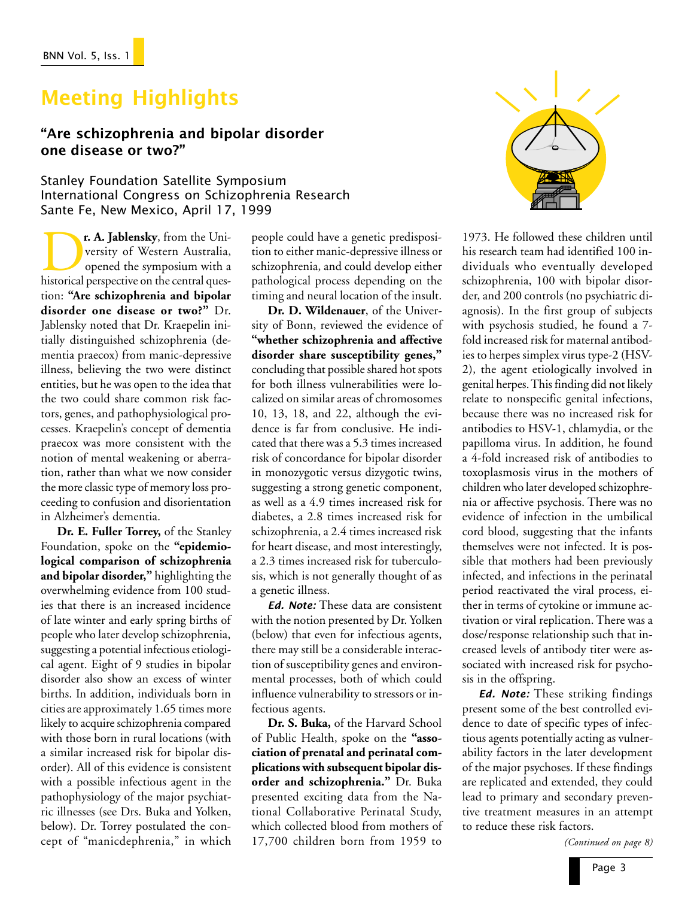# Meeting Highlights

## "Are schizophrenia and bipolar disorder one disease or two?"

Stanley Foundation Satellite Symposium
International Congress on Schizophrenia Research
Sante Fe, New Mexico, April 17, 1999

**Dr. A. Jablensky**, from the University of Western Australia, opened the symposium with a historical perspective on the central question: **"Are schizophrenia and bipolar disorder one disease or two?"** Dr. Jablensky noted that Dr. Kraepelin initially distinguished schizophrenia (dementia praecox) from manic-depressive illness, believing the two were distinct entities, but he was open to the idea that the two could share common risk factors, genes, and pathophysiological processes. Kraepelin's concept of dementia praecox was more consistent with the notion of mental weakening or aberration, rather than what we now consider the more classic type of memory loss proceeding to confusion and disorientation in Alzheimer's dementia.

**Dr. E. Fuller Torrey,** of the Stanley Foundation, spoke on the **"epidemiological comparison of schizophrenia and bipolar disorder,"** highlighting the overwhelming evidence from 100 studies that there is an increased incidence of late winter and early spring births of people who later develop schizophrenia, suggesting a potential infectious etiological agent. Eight of 9 studies in bipolar disorder also show an excess of winter births. In addition, individuals born in cities are approximately 1.65 times more likely to acquire schizophrenia compared with those born in rural locations (with a similar increased risk for bipolar disorder). All of this evidence is consistent with a possible infectious agent in the pathophysiology of the major psychiatric illnesses (see Drs. Buka and Yolken, below). Dr. Torrey postulated the concept of "manicdephrenia," in which people could have a genetic predisposition to either manic-depressive illness or schizophrenia, and could develop either pathological process depending on the timing and neural location of the insult.

**Dr. D. Wildenauer**, of the University of Bonn, reviewed the evidence of **"whether schizophrenia and affective disorder share susceptibility genes,"** concluding that possible shared hot spots for both illness vulnerabilities were localized on similar areas of chromosomes 10, 13, 18, and 22, although the evidence is far from conclusive. He indicated that there was a 5.3 times increased risk of concordance for bipolar disorder in monozygotic versus dizygotic twins, suggesting a strong genetic component, as well as a 4.9 times increased risk for diabetes, a 2.8 times increased risk for schizophrenia, a 2.4 times increased risk for heart disease, and most interestingly, a 2.3 times increased risk for tuberculosis, which is not generally thought of as a genetic illness.

***Ed. Note:*** These data are consistent with the notion presented by Dr. Yolken (below) that even for infectious agents, there may still be a considerable interaction of susceptibility genes and environmental processes, both of which could influence vulnerability to stressors or infectious agents.

**Dr. S. Buka,** of the Harvard School of Public Health, spoke on the **"association of prenatal and perinatal complications with subsequent bipolar disorder and schizophrenia."** Dr. Buka presented exciting data from the National Collaborative Perinatal Study, which collected blood from mothers of 17,700 children born from 1959 to 1973. He followed these children until his research team had identified 100 individuals who eventually developed schizophrenia, 100 with bipolar disorder, and 200 controls (no psychiatric diagnosis). In the first group of subjects with psychosis studied, he found a 7-fold increased risk for maternal antibodies to herpes simplex virus type-2 (HSV-2), the agent etiologically involved in genital herpes. This finding did not likely relate to nonspecific genital infections, because there was no increased risk for antibodies to HSV-1, chlamydia, or the papilloma virus. In addition, he found a 4-fold increased risk of antibodies to toxoplasmosis virus in the mothers of children who later developed schizophrenia or affective psychosis. There was no evidence of infection in the umbilical cord blood, suggesting that the infants themselves were not infected. It is possible that mothers had been previously infected, and infections in the perinatal period reactivated the viral process, either in terms of cytokine or immune activation or viral replication. There was a dose/response relationship such that increased levels of antibody titer were associated with increased risk for psychosis in the offspring.

***Ed. Note:*** These striking findings present some of the best controlled evidence to date of specific types of infectious agents potentially acting as vulnerability factors in the later development of the major psychoses. If these findings are replicated and extended, they could lead to primary and secondary preventive treatment measures in an attempt to reduce these risk factors.

*(Continued on page 8)*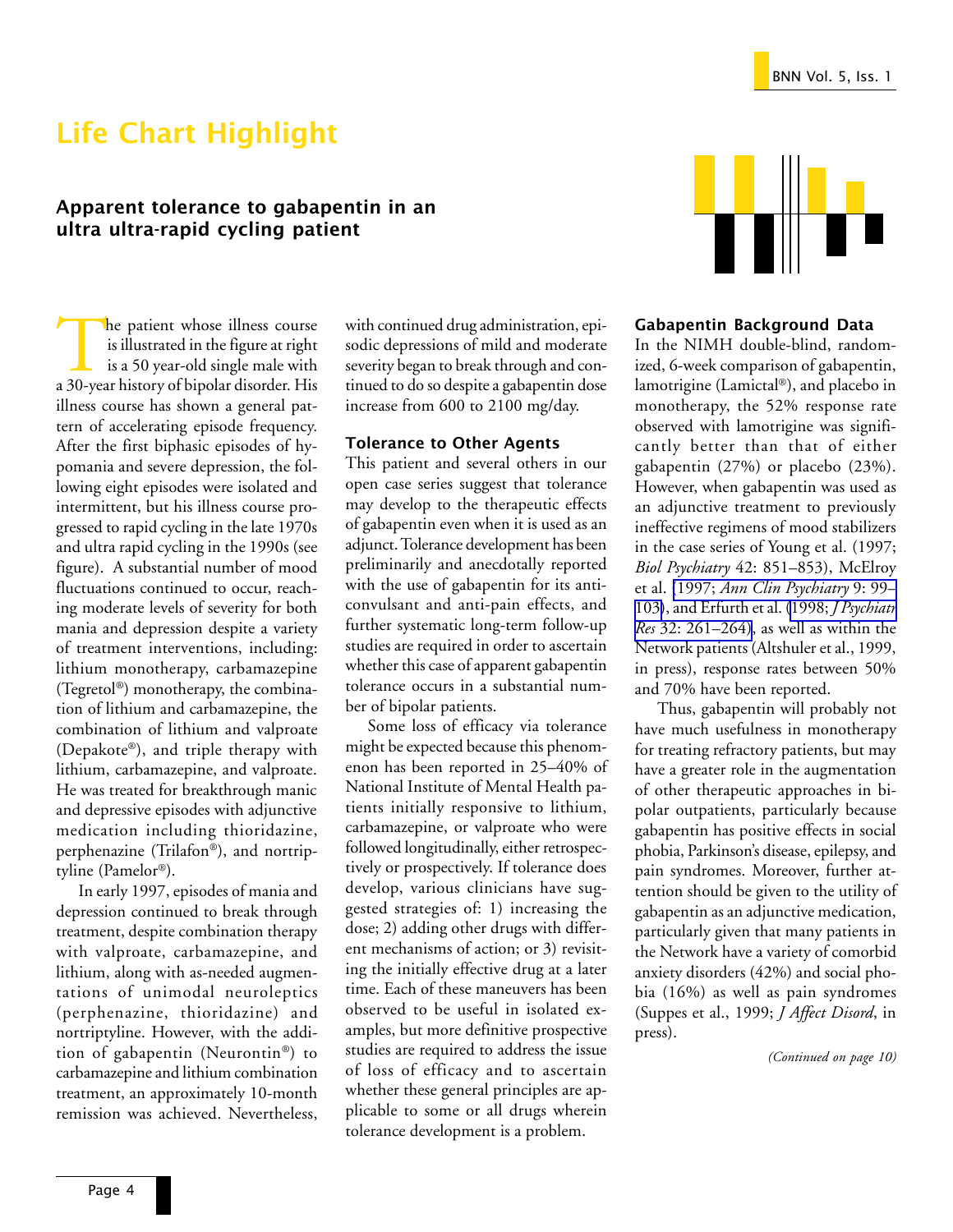# Life Chart Highlight

## Apparent tolerance to gabapentin in an ultra ultra-rapid cycling patient

The patient whose illness course is illustrated in the figure at right is a 50 year-old single male with a 30-year history of bipolar disorder. His illness course has shown a general pattern of accelerating episode frequency. After the first biphasic episodes of hypomania and severe depression, the following eight episodes were isolated and intermittent, but his illness course progressed to rapid cycling in the late 1970s and ultra rapid cycling in the 1990s (see figure). A substantial number of mood fluctuations continued to occur, reaching moderate levels of severity for both mania and depression despite a variety of treatment interventions, including: lithium monotherapy, carbamazepine (Tegretol®) monotherapy, the combination of lithium and carbamazepine, the combination of lithium and valproate (Depakote®), and triple therapy with lithium, carbamazepine, and valproate. He was treated for breakthrough manic and depressive episodes with adjunctive medication including thioridazine, perphenazine (Trilafon®), and nortriptyline (Pamelor®).

In early 1997, episodes of mania and depression continued to break through treatment, despite combination therapy with valproate, carbamazepine, and lithium, along with as-needed augmentations of unimodal neuroleptics (perphenazine, thioridazine) and nortriptyline. However, with the addition of gabapentin (Neurontin®) to carbamazepine and lithium combination treatment, an approximately 10-month remission was achieved. Nevertheless, with continued drug administration, episodic depressions of mild and moderate severity began to break through and continued to do so despite a gabapentin dose increase from 600 to 2100 mg/day.

### Tolerance to Other Agents

This patient and several others in our open case series suggest that tolerance may develop to the therapeutic effects of gabapentin even when it is used as an adjunct. Tolerance development has been preliminarily and anecdotally reported with the use of gabapentin for its anticonvulsant and anti-pain effects, and further systematic long-term follow-up studies are required in order to ascertain whether this case of apparent gabapentin tolerance occurs in a substantial number of bipolar patients.

Some loss of efficacy via tolerance might be expected because this phenomenon has been reported in 25–40% of National Institute of Mental Health patients initially responsive to lithium, carbamazepine, or valproate who were followed longitudinally, either retrospectively or prospectively. If tolerance does develop, various clinicians have suggested strategies of: 1) increasing the dose; 2) adding other drugs with different mechanisms of action; or 3) revisiting the initially effective drug at a later time. Each of these maneuvers has been observed to be useful in isolated examples, but more definitive prospective studies are required to address the issue of loss of efficacy and to ascertain whether these general principles are applicable to some or all drugs wherein tolerance development is a problem.

### Gabapentin Background Data

In the NIMH double-blind, randomized, 6-week comparison of gabapentin, lamotrigine (Lamictal®), and placebo in monotherapy, the 52% response rate observed with lamotrigine was significantly better than that of either gabapentin (27%) or placebo (23%). However, when gabapentin was used as an adjunctive treatment to previously ineffective regimens of mood stabilizers in the case series of Young et al. (1997; *Biol Psychiatry* 42: 851–853), McElroy et al. (1997; *Ann Clin Psychiatry* 9: 99–103), and Erfurth et al. (1998; *J Psychiatr Res* 32: 261–264), as well as within the Network patients (Altshuler et al., 1999, in press), response rates between 50% and 70% have been reported.

Thus, gabapentin will probably not have much usefulness in monotherapy for treating refractory patients, but may have a greater role in the augmentation of other therapeutic approaches in bipolar outpatients, particularly because gabapentin has positive effects in social phobia, Parkinson's disease, epilepsy, and pain syndromes. Moreover, further attention should be given to the utility of gabapentin as an adjunctive medication, particularly given that many patients in the Network have a variety of comorbid anxiety disorders (42%) and social phobia (16%) as well as pain syndromes (Suppes et al., 1999; *J Affect Disord*, in press).

*(Continued on page 10)*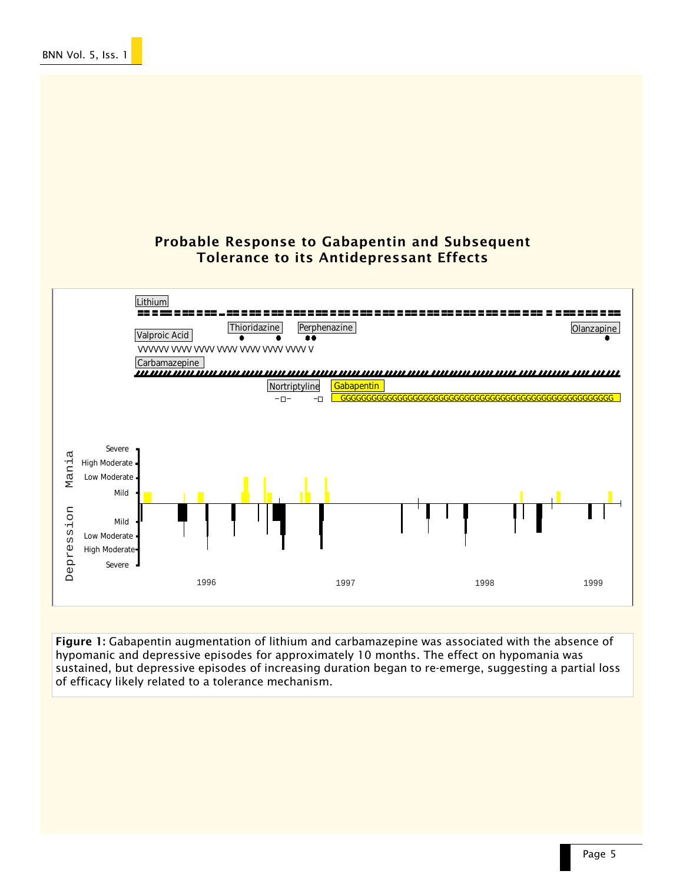## Probable Response to Gabapentin and Subsequent Tolerance to its Antidepressant Effects

**Figure 1:** Gabapentin augmentation of lithium and carbamazepine was associated with the absence of hypomanic and depressive episodes for approximately 10 months. The effect on hypomania was sustained, but depressive episodes of increasing duration began to re-emerge, suggesting a partial loss of efficacy likely related to a tolerance mechanism.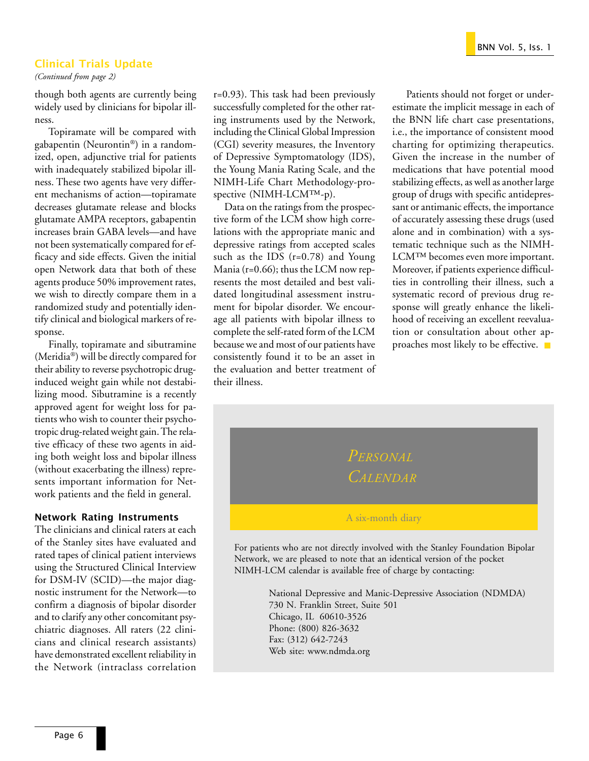## Clinical Trials Update

*(Continued from page 2)*

though both agents are currently being widely used by clinicians for bipolar illness.

Topiramate will be compared with gabapentin (Neurontin®) in a randomized, open, adjunctive trial for patients with inadequately stabilized bipolar illness. These two agents have very different mechanisms of action—topiramate decreases glutamate release and blocks glutamate AMPA receptors, gabapentin increases brain GABA levels—and have not been systematically compared for efficacy and side effects. Given the initial open Network data that both of these agents produce 50% improvement rates, we wish to directly compare them in a randomized study and potentially identify clinical and biological markers of response.

Finally, topiramate and sibutramine (Meridia®) will be directly compared for their ability to reverse psychotropic drug-induced weight gain while not destabilizing mood. Sibutramine is a recently approved agent for weight loss for patients who wish to counter their psychotropic drug-related weight gain. The relative efficacy of these two agents in aiding both weight loss and bipolar illness (without exacerbating the illness) represents important information for Network patients and the field in general.

### Network Rating Instruments

The clinicians and clinical raters at each of the Stanley sites have evaluated and rated tapes of clinical patient interviews using the Structured Clinical Interview for DSM-IV (SCID)—the major diagnostic instrument for the Network—to confirm a diagnosis of bipolar disorder and to clarify any other concomitant psychiatric diagnoses. All raters (22 clinicians and clinical research assistants) have demonstrated excellent reliability in the Network (intraclass correlation r=0.93). This task had been previously successfully completed for the other rating instruments used by the Network, including the Clinical Global Impression (CGI) severity measures, the Inventory of Depressive Symptomatology (IDS), the Young Mania Rating Scale, and the NIMH-Life Chart Methodology-prospective (NIMH-LCM™-p).

Data on the ratings from the prospective form of the LCM show high correlations with the appropriate manic and depressive ratings from accepted scales such as the IDS (r=0.78) and Young Mania (r=0.66); thus the LCM now represents the most detailed and best validated longitudinal assessment instrument for bipolar disorder. We encourage all patients with bipolar illness to complete the self-rated form of the LCM because we and most of our patients have consistently found it to be an asset in the evaluation and better treatment of their illness.

Patients should not forget or underestimate the implicit message in each of the BNN life chart case presentations, i.e., the importance of consistent mood charting for optimizing therapeutics. Given the increase in the number of medications that have potential mood stabilizing effects, as well as another large group of drugs with specific antidepressant or antimanic effects, the importance of accurately assessing these drugs (used alone and in combination) with a systematic technique such as the NIMH-LCM™ becomes even more important. Moreover, if patients experience difficulties in controlling their illness, such a systematic record of previous drug response will greatly enhance the likelihood of receiving an excellent reevaluation or consultation about other approaches most likely to be effective.

---

## *Personal Calendar*

A six-month diary

For patients who are not directly involved with the Stanley Foundation Bipolar Network, we are pleased to note that an identical version of the pocket NIMH-LCM calendar is available free of charge by contacting:

National Depressive and Manic-Depressive Association (NDMDA)
730 N. Franklin Street, Suite 501
Chicago, IL 60610-3526
Phone: (800) 826-3632
Fax: (312) 642-7243
Web site: www.ndmda.org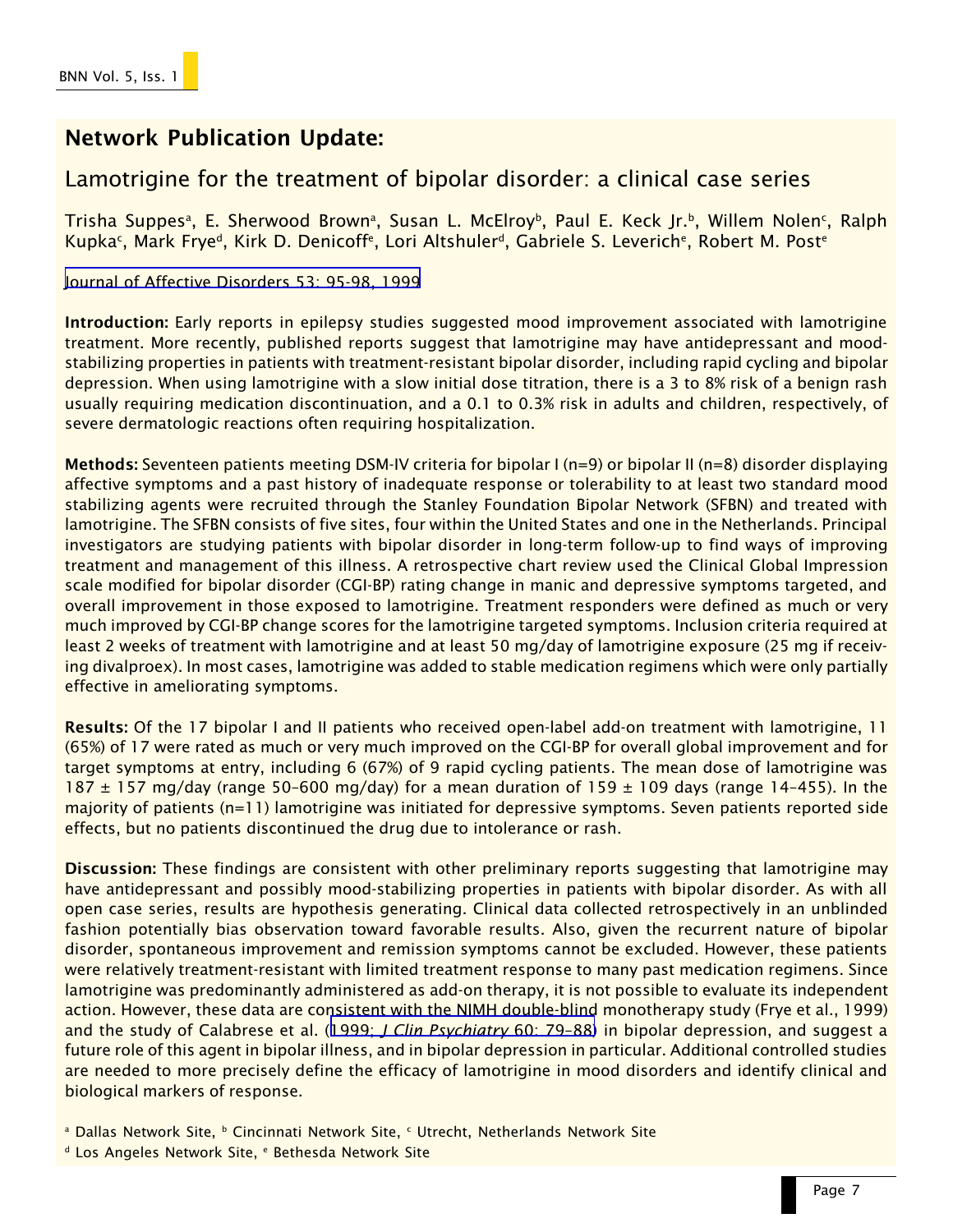## Network Publication Update:

### Lamotrigine for the treatment of bipolar disorder: a clinical case series

Trisha Suppes[a], E. Sherwood Brown[a], Susan L. McElroy[b], Paul E. Keck Jr.[b], Willem Nolen[c], Ralph Kupka[c], Mark Frye[d], Kirk D. Denicoff[e], Lori Altshuler[d], Gabriele S. Leverich[e], Robert M. Post[e]

Journal of Affective Disorders 53: 95-98, 1999

**Introduction:** Early reports in epilepsy studies suggested mood improvement associated with lamotrigine treatment. More recently, published reports suggest that lamotrigine may have antidepressant and mood-stabilizing properties in patients with treatment-resistant bipolar disorder, including rapid cycling and bipolar depression. When using lamotrigine with a slow initial dose titration, there is a 3 to 8% risk of a benign rash usually requiring medication discontinuation, and a 0.1 to 0.3% risk in adults and children, respectively, of severe dermatologic reactions often requiring hospitalization.

**Methods:** Seventeen patients meeting DSM-IV criteria for bipolar I (n=9) or bipolar II (n=8) disorder displaying affective symptoms and a past history of inadequate response or tolerability to at least two standard mood stabilizing agents were recruited through the Stanley Foundation Bipolar Network (SFBN) and treated with lamotrigine. The SFBN consists of five sites, four within the United States and one in the Netherlands. Principal investigators are studying patients with bipolar disorder in long-term follow-up to find ways of improving treatment and management of this illness. A retrospective chart review used the Clinical Global Impression scale modified for bipolar disorder (CGI-BP) rating change in manic and depressive symptoms targeted, and overall improvement in those exposed to lamotrigine. Treatment responders were defined as much or very much improved by CGI-BP change scores for the lamotrigine targeted symptoms. Inclusion criteria required at least 2 weeks of treatment with lamotrigine and at least 50 mg/day of lamotrigine exposure (25 mg if receiving divalproex). In most cases, lamotrigine was added to stable medication regimens which were only partially effective in ameliorating symptoms.

**Results:** Of the 17 bipolar I and II patients who received open-label add-on treatment with lamotrigine, 11 (65%) of 17 were rated as much or very much improved on the CGI-BP for overall global improvement and for target symptoms at entry, including 6 (67%) of 9 rapid cycling patients. The mean dose of lamotrigine was $187 \pm 157$ mg/day (range 50–600 mg/day) for a mean duration of $159 \pm 109$ days (range 14–455). In the majority of patients (n=11) lamotrigine was initiated for depressive symptoms. Seven patients reported side effects, but no patients discontinued the drug due to intolerance or rash.

**Discussion:** These findings are consistent with other preliminary reports suggesting that lamotrigine may have antidepressant and possibly mood-stabilizing properties in patients with bipolar disorder. As with all open case series, results are hypothesis generating. Clinical data collected retrospectively in an unblinded fashion potentially bias observation toward favorable results. Also, given the recurrent nature of bipolar disorder, spontaneous improvement and remission symptoms cannot be excluded. However, these patients were relatively treatment-resistant with limited treatment response to many past medication regimens. Since lamotrigine was predominantly administered as add-on therapy, it is not possible to evaluate its independent action. However, these data are consistent with the NIMH double-blind monotherapy study (Frye et al., 1999) and the study of Calabrese et al. (1999; *J Clin Psychiatry* 60: 79–88) in bipolar depression, and suggest a future role of this agent in bipolar illness, and in bipolar depression in particular. Additional controlled studies are needed to more precisely define the efficacy of lamotrigine in mood disorders and identify clinical and biological markers of response.

[a] Dallas Network Site, [b] Cincinnati Network Site, [c] Utrecht, Netherlands Network Site
[d] Los Angeles Network Site, [e] Bethesda Network Site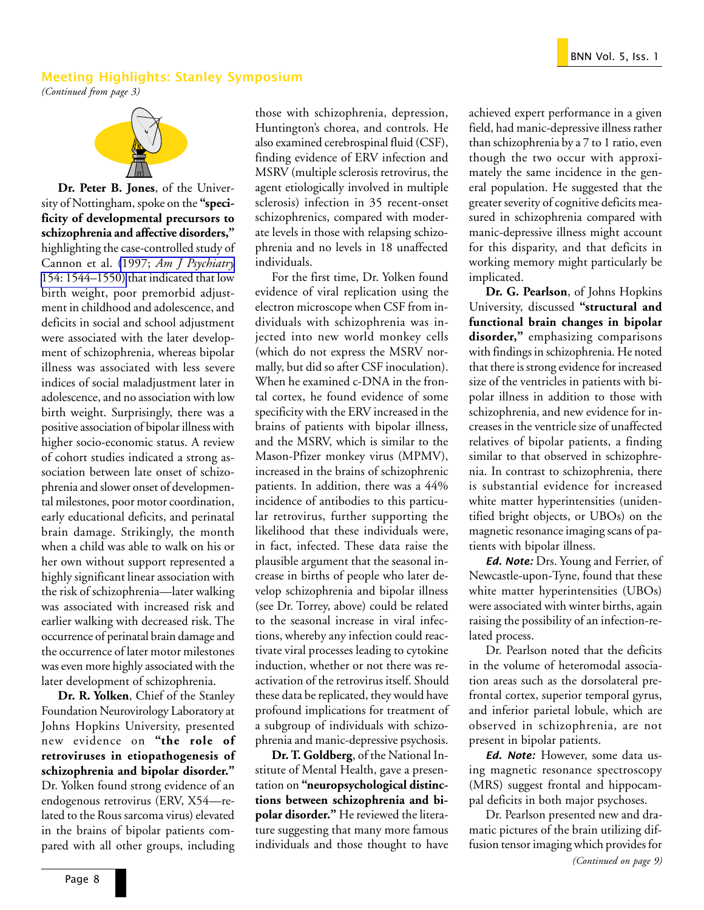## Meeting Highlights: Stanley Symposium

*(Continued from page 3)*

**Dr. Peter B. Jones**, of the University of Nottingham, spoke on the **"specificity of developmental precursors to schizophrenia and affective disorders,"** highlighting the case-controlled study of Cannon et al. (1997; *Am J Psychiatry* 154: 1544–1550) that indicated that low birth weight, poor premorbid adjustment in childhood and adolescence, and deficits in social and school adjustment were associated with the later development of schizophrenia, whereas bipolar illness was associated with less severe indices of social maladjustment later in adolescence, and no association with low birth weight. Surprisingly, there was a positive association of bipolar illness with higher socio-economic status. A review of cohort studies indicated a strong association between late onset of schizophrenia and slower onset of developmental milestones, poor motor coordination, early educational deficits, and perinatal brain damage. Strikingly, the month when a child was able to walk on his or her own without support represented a highly significant linear association with the risk of schizophrenia—later walking was associated with increased risk and earlier walking with decreased risk. The occurrence of perinatal brain damage and the occurrence of later motor milestones was even more highly associated with the later development of schizophrenia.

**Dr. R. Yolken**, Chief of the Stanley Foundation Neurovirology Laboratory at Johns Hopkins University, presented new evidence on **"the role of retroviruses in etiopathogenesis of schizophrenia and bipolar disorder."** Dr. Yolken found strong evidence of an endogenous retrovirus (ERV, X54—related to the Rous sarcoma virus) elevated in the brains of bipolar patients compared with all other groups, including those with schizophrenia, depression, Huntington's chorea, and controls. He also examined cerebrospinal fluid (CSF), finding evidence of ERV infection and MSRV (multiple sclerosis retrovirus, the agent etiologically involved in multiple sclerosis) infection in 35 recent-onset schizophrenics, compared with moderate levels in those with relapsing schizophrenia and no levels in 18 unaffected individuals.

For the first time, Dr. Yolken found evidence of viral replication using the electron microscope when CSF from individuals with schizophrenia was injected into new world monkey cells (which do not express the MSRV normally, but did so after CSF inoculation). When he examined c-DNA in the frontal cortex, he found evidence of some specificity with the ERV increased in the brains of patients with bipolar illness, and the MSRV, which is similar to the Mason-Pfizer monkey virus (MPMV), increased in the brains of schizophrenic patients. In addition, there was a 44% incidence of antibodies to this particular retrovirus, further supporting the likelihood that these individuals were, in fact, infected. These data raise the plausible argument that the seasonal increase in births of people who later develop schizophrenia and bipolar illness (see Dr. Torrey, above) could be related to the seasonal increase in viral infections, whereby any infection could reactivate viral processes leading to cytokine induction, whether or not there was reactivation of the retrovirus itself. Should these data be replicated, they would have profound implications for treatment of a subgroup of individuals with schizophrenia and manic-depressive psychosis.

**Dr. T. Goldberg**, of the National Institute of Mental Health, gave a presentation on **"neuropsychological distinctions between schizophrenia and bipolar disorder."** He reviewed the literature suggesting that many more famous individuals and those thought to have achieved expert performance in a given field, had manic-depressive illness rather than schizophrenia by a 7 to 1 ratio, even though the two occur with approximately the same incidence in the general population. He suggested that the greater severity of cognitive deficits measured in schizophrenia compared with manic-depressive illness might account for this disparity, and that deficits in working memory might particularly be implicated.

**Dr. G. Pearlson**, of Johns Hopkins University, discussed **"structural and functional brain changes in bipolar disorder,"** emphasizing comparisons with findings in schizophrenia. He noted that there is strong evidence for increased size of the ventricles in patients with bipolar illness in addition to those with schizophrenia, and new evidence for increases in the ventricle size of unaffected relatives of bipolar patients, a finding similar to that observed in schizophrenia. In contrast to schizophrenia, there is substantial evidence for increased white matter hyperintensities (unidentified bright objects, or UBOs) on the magnetic resonance imaging scans of patients with bipolar illness.

***Ed. Note:*** Drs. Young and Ferrier, of Newcastle-upon-Tyne, found that these white matter hyperintensities (UBOs) were associated with winter births, again raising the possibility of an infection-related process.

Dr. Pearlson noted that the deficits in the volume of heteromodal association areas such as the dorsolateral prefrontal cortex, superior temporal gyrus, and inferior parietal lobule, which are observed in schizophrenia, are not present in bipolar patients.

***Ed. Note:*** However, some data using magnetic resonance spectroscopy (MRS) suggest frontal and hippocampal deficits in both major psychoses.

Dr. Pearlson presented new and dramatic pictures of the brain utilizing diffusion tensor imaging which provides for

*(Continued on page 9)*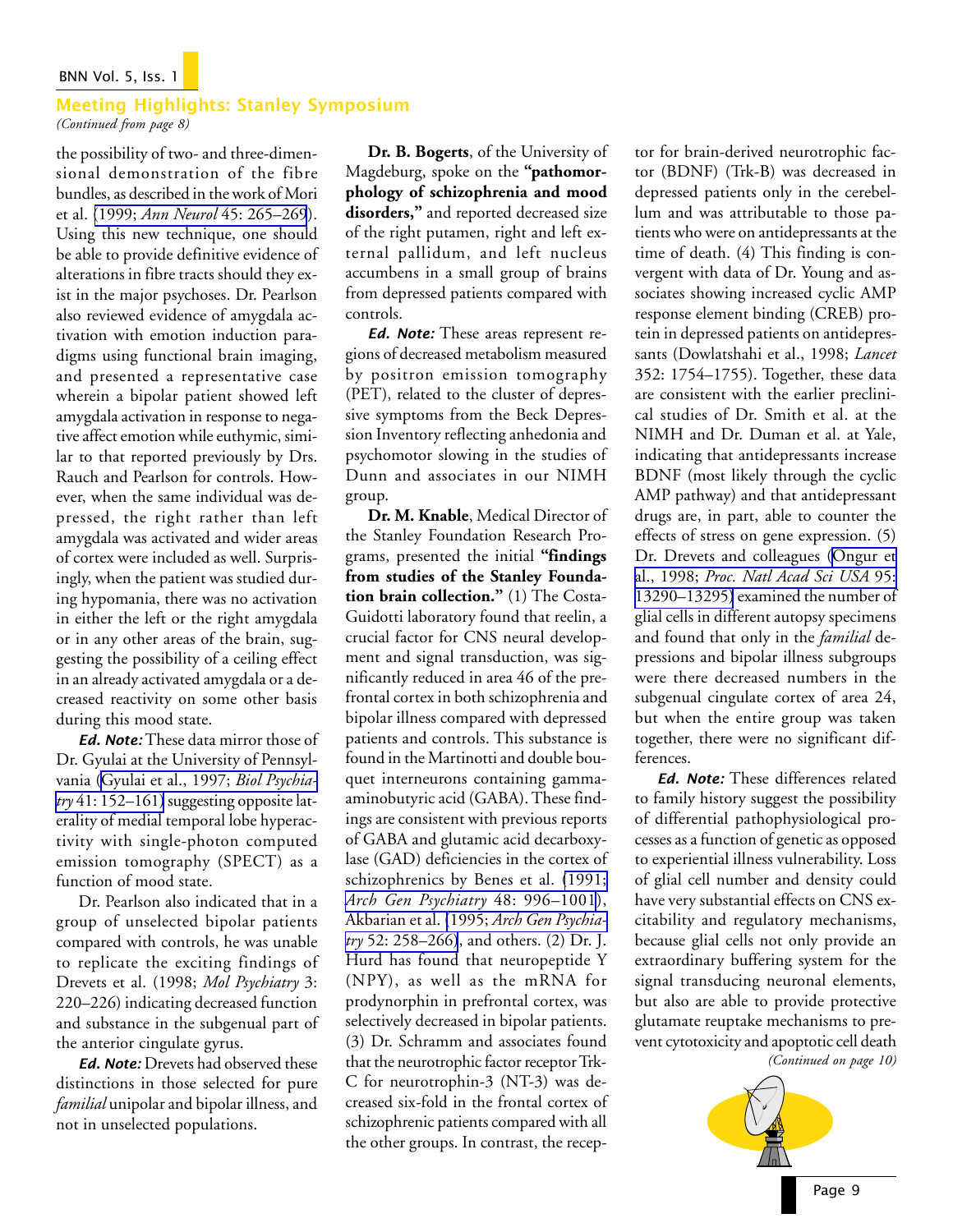## Meeting Highlights: Stanley Symposium

*(Continued from page 8)*

the possibility of two- and three-dimensional demonstration of the fibre bundles, as described in the work of Mori et al. (1999; *Ann Neurol* 45: 265–269). Using this new technique, one should be able to provide definitive evidence of alterations in fibre tracts should they exist in the major psychoses. Dr. Pearlson also reviewed evidence of amygdala activation with emotion induction paradigms using functional brain imaging, and presented a representative case wherein a bipolar patient showed left amygdala activation in response to negative affect emotion while euthymic, similar to that reported previously by Drs. Rauch and Pearlson for controls. However, when the same individual was depressed, the right rather than left amygdala was activated and wider areas of cortex were included as well. Surprisingly, when the patient was studied during hypomania, there was no activation in either the left or the right amygdala or in any other areas of the brain, suggesting the possibility of a ceiling effect in an already activated amygdala or a decreased reactivity on some other basis during this mood state.

***Ed. Note:*** These data mirror those of Dr. Gyulai at the University of Pennsylvania (Gyulai et al., 1997; *Biol Psychiatry* 41: 152–161) suggesting opposite laterality of medial temporal lobe hyperactivity with single-photon computed emission tomography (SPECT) as a function of mood state.

Dr. Pearlson also indicated that in a group of unselected bipolar patients compared with controls, he was unable to replicate the exciting findings of Drevets et al. (1998; *Mol Psychiatry* 3: 220–226) indicating decreased function and substance in the subgenual part of the anterior cingulate gyrus.

***Ed. Note:*** Drevets had observed these distinctions in those selected for pure *familial* unipolar and bipolar illness, and not in unselected populations.

**Dr. B. Bogerts**, of the University of Magdeburg, spoke on the **"pathomorphology of schizophrenia and mood disorders,"** and reported decreased size of the right putamen, right and left external pallidum, and left nucleus accumbens in a small group of brains from depressed patients compared with controls.

***Ed. Note:*** These areas represent regions of decreased metabolism measured by positron emission tomography (PET), related to the cluster of depressive symptoms from the Beck Depression Inventory reflecting anhedonia and psychomotor slowing in the studies of Dunn and associates in our NIMH group.

**Dr. M. Knable**, Medical Director of the Stanley Foundation Research Programs, presented the initial **"findings from studies of the Stanley Foundation brain collection."** (1) The Costa-Guidotti laboratory found that reelin, a crucial factor for CNS neural development and signal transduction, was significantly reduced in area 46 of the prefrontal cortex in both schizophrenia and bipolar illness compared with depressed patients and controls. This substance is found in the Martinotti and double bouquet interneurons containing gamma-aminobutyric acid (GABA). These findings are consistent with previous reports of GABA and glutamic acid decarboxylase (GAD) deficiencies in the cortex of schizophrenics by Benes et al. (1991; *Arch Gen Psychiatry* 48: 996–1001), Akbarian et al. (1995; *Arch Gen Psychiatry* 52: 258–266), and others. (2) Dr. J. Hurd has found that neuropeptide Y (NPY), as well as the mRNA for prodynorphin in prefrontal cortex, was selectively decreased in bipolar patients. (3) Dr. Schramm and associates found that the neurotrophic factor receptor Trk-C for neurotrophin-3 (NT-3) was decreased six-fold in the frontal cortex of schizophrenic patients compared with all the other groups. In contrast, the receptor for brain-derived neurotrophic factor (BDNF) (Trk-B) was decreased in depressed patients only in the cerebellum and was attributable to those patients who were on antidepressants at the time of death. (4) This finding is convergent with data of Dr. Young and associates showing increased cyclic AMP response element binding (CREB) protein in depressed patients on antidepressants (Dowlatshahi et al., 1998; *Lancet* 352: 1754–1755). Together, these data are consistent with the earlier preclinical studies of Dr. Smith et al. at the NIMH and Dr. Duman et al. at Yale, indicating that antidepressants increase BDNF (most likely through the cyclic AMP pathway) and that antidepressant drugs are, in part, able to counter the effects of stress on gene expression. (5) Dr. Drevets and colleagues (Ongur et al., 1998; *Proc. Natl Acad Sci USA* 95: 13290–13295) examined the number of glial cells in different autopsy specimens and found that only in the *familial* depressions and bipolar illness subgroups were there decreased numbers in the subgenual cingulate cortex of area 24, but when the entire group was taken together, there were no significant differences.

***Ed. Note:*** These differences related to family history suggest the possibility of differential pathophysiological processes as a function of genetic as opposed to experiential illness vulnerability. Loss of glial cell number and density could have very substantial effects on CNS excitability and regulatory mechanisms, because glial cells not only provide an extraordinary buffering system for the signal transducing neuronal elements, but also are able to provide protective glutamate reuptake mechanisms to prevent cytotoxicity and apoptotic cell death

*(Continued on page 10)*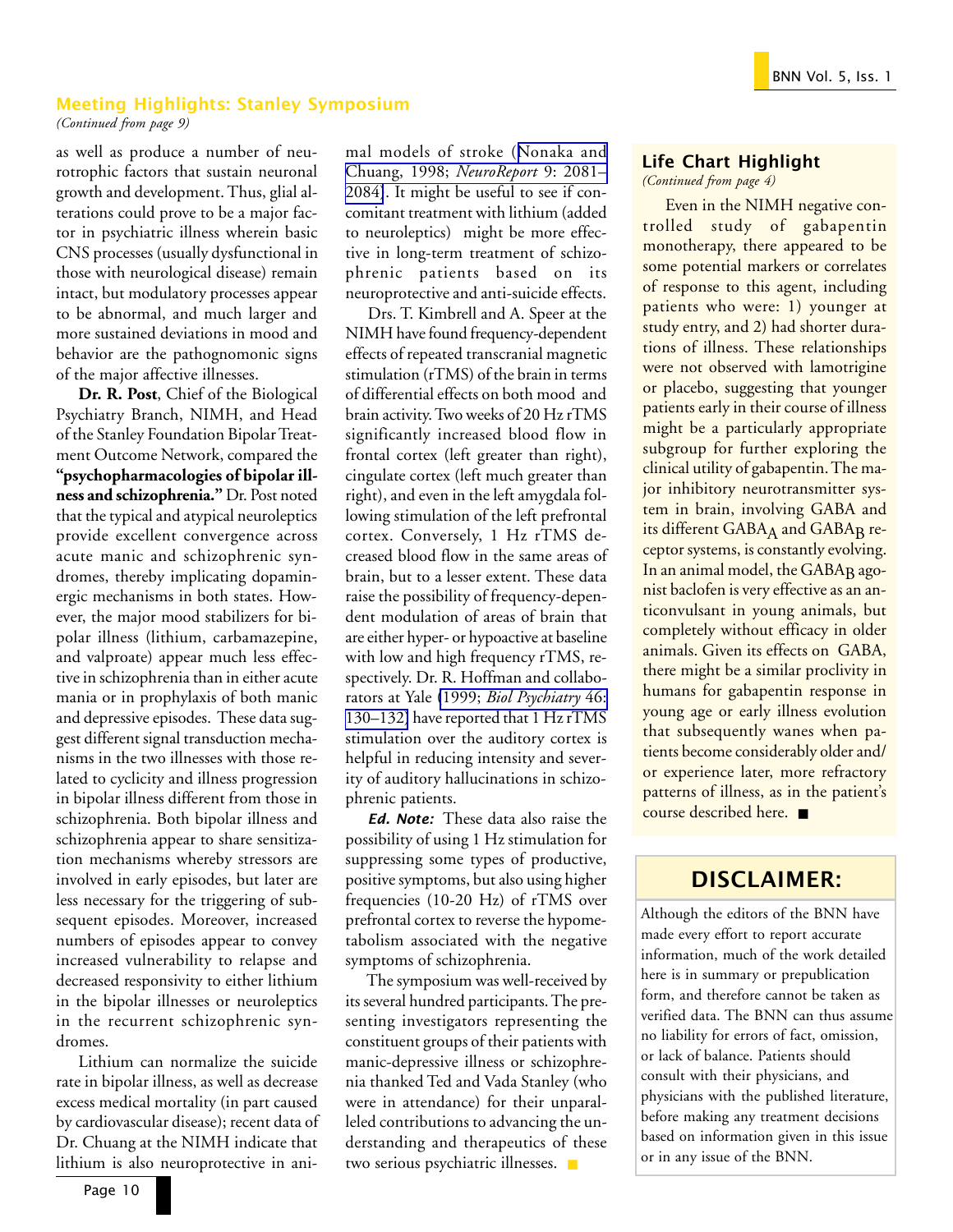## Meeting Highlights: Stanley Symposium

*(Continued from page 9)*

as well as produce a number of neurotrophic factors that sustain neuronal growth and development. Thus, glial alterations could prove to be a major factor in psychiatric illness wherein basic CNS processes (usually dysfunctional in those with neurological disease) remain intact, but modulatory processes appear to be abnormal, and much larger and more sustained deviations in mood and behavior are the pathognomonic signs of the major affective illnesses.

**Dr. R. Post**, Chief of the Biological Psychiatry Branch, NIMH, and Head of the Stanley Foundation Bipolar Treatment Outcome Network, compared the **"psychopharmacologies of bipolar illness and schizophrenia."** Dr. Post noted that the typical and atypical neuroleptics provide excellent convergence across acute manic and schizophrenic syndromes, thereby implicating dopaminergic mechanisms in both states. However, the major mood stabilizers for bipolar illness (lithium, carbamazepine, and valproate) appear much less effective in schizophrenia than in either acute mania or in prophylaxis of both manic and depressive episodes. These data suggest different signal transduction mechanisms in the two illnesses with those related to cyclicity and illness progression in bipolar illness different from those in schizophrenia. Both bipolar illness and schizophrenia appear to share sensitization mechanisms whereby stressors are involved in early episodes, but later are less necessary for the triggering of subsequent episodes. Moreover, increased numbers of episodes appear to convey increased vulnerability to relapse and decreased responsivity to either lithium in the bipolar illnesses or neuroleptics in the recurrent schizophrenic syndromes.

Lithium can normalize the suicide rate in bipolar illness, as well as decrease excess medical mortality (in part caused by cardiovascular disease); recent data of Dr. Chuang at the NIMH indicate that lithium is also neuroprotective in animal models of stroke (Nonaka and Chuang, 1998; *NeuroReport* 9: 2081–2084). It might be useful to see if concomitant treatment with lithium (added to neuroleptics) might be more effective in long-term treatment of schizophrenic patients based on its neuroprotective and anti-suicide effects.

Drs. T. Kimbrell and A. Speer at the NIMH have found frequency-dependent effects of repeated transcranial magnetic stimulation (rTMS) of the brain in terms of differential effects on both mood and brain activity. Two weeks of 20 Hz rTMS significantly increased blood flow in frontal cortex (left greater than right), cingulate cortex (left much greater than right), and even in the left amygdala following stimulation of the left prefrontal cortex. Conversely, 1 Hz rTMS decreased blood flow in the same areas of brain, but to a lesser extent. These data raise the possibility of frequency-dependent modulation of areas of brain that are either hyper- or hypoactive at baseline with low and high frequency rTMS, respectively. Dr. R. Hoffman and collaborators at Yale (1999; *Biol Psychiatry* 46: 130–132) have reported that 1 Hz rTMS stimulation over the auditory cortex is helpful in reducing intensity and severity of auditory hallucinations in schizophrenic patients.

***Ed. Note:*** These data also raise the possibility of using 1 Hz stimulation for suppressing some types of productive, positive symptoms, but also using higher frequencies (10-20 Hz) of rTMS over prefrontal cortex to reverse the hypometabolism associated with the negative symptoms of schizophrenia.

The symposium was well-received by its several hundred participants. The presenting investigators representing the constituent groups of their patients with manic-depressive illness or schizophrenia thanked Ted and Vada Stanley (who were in attendance) for their unparalleled contributions to advancing the understanding and therapeutics of these two serious psychiatric illnesses.

## Life Chart Highlight

*(Continued from page 4)*

Even in the NIMH negative controlled study of gabapentin monotherapy, there appeared to be some potential markers or correlates of response to this agent, including patients who were: 1) younger at study entry, and 2) had shorter durations of illness. These relationships were not observed with lamotrigine or placebo, suggesting that younger patients early in their course of illness might be a particularly appropriate subgroup for further exploring the clinical utility of gabapentin. The major inhibitory neurotransmitter system in brain, involving GABA and its different $GABA_A$ and $GABA_B$ receptor systems, is constantly evolving. In an animal model, the $GABA_B$ agonist baclofen is very effective as an anticonvulsant in young animals, but completely without efficacy in older animals. Given its effects on GABA, there might be a similar proclivity in humans for gabapentin response in young age or early illness evolution that subsequently wanes when patients become considerably older and/or experience later, more refractory patterns of illness, as in the patient's course described here. ■

## DISCLAIMER:

Although the editors of the BNN have made every effort to report accurate information, much of the work detailed here is in summary or prepublication form, and therefore cannot be taken as verified data. The BNN can thus assume no liability for errors of fact, omission, or lack of balance. Patients should consult with their physicians, and physicians with the published literature, before making any treatment decisions based on information given in this issue or in any issue of the BNN.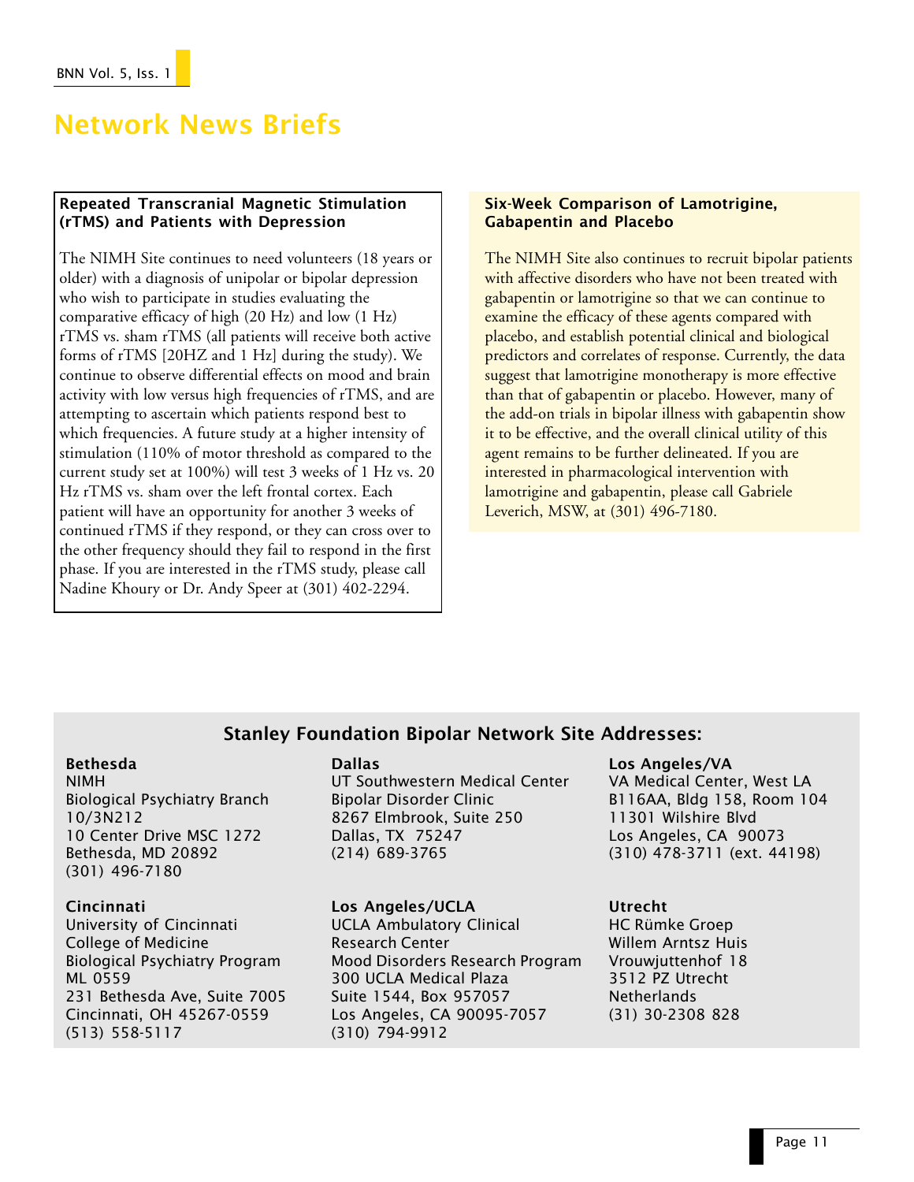# Network News Briefs

### Repeated Transcranial Magnetic Stimulation (rTMS) and Patients with Depression

The NIMH Site continues to need volunteers (18 years or older) with a diagnosis of unipolar or bipolar depression who wish to participate in studies evaluating the comparative efficacy of high (20 Hz) and low (1 Hz) rTMS vs. sham rTMS (all patients will receive both active forms of rTMS [20HZ and 1 Hz] during the study). We continue to observe differential effects on mood and brain activity with low versus high frequencies of rTMS, and are attempting to ascertain which patients respond best to which frequencies. A future study at a higher intensity of stimulation (110% of motor threshold as compared to the current study set at 100%) will test 3 weeks of 1 Hz vs. 20 Hz rTMS vs. sham over the left frontal cortex. Each patient will have an opportunity for another 3 weeks of continued rTMS if they respond, or they can cross over to the other frequency should they fail to respond in the first phase. If you are interested in the rTMS study, please call Nadine Khoury or Dr. Andy Speer at (301) 402-2294.

### Six-Week Comparison of Lamotrigine, Gabapentin and Placebo

The NIMH Site also continues to recruit bipolar patients with affective disorders who have not been treated with gabapentin or lamotrigine so that we can continue to examine the efficacy of these agents compared with placebo, and establish potential clinical and biological predictors and correlates of response. Currently, the data suggest that lamotrigine monotherapy is more effective than that of gabapentin or placebo. However, many of the add-on trials in bipolar illness with gabapentin show it to be effective, and the overall clinical utility of this agent remains to be further delineated. If you are interested in pharmacological intervention with lamotrigine and gabapentin, please call Gabriele Leverich, MSW, at (301) 496-7180.

## Stanley Foundation Bipolar Network Site Addresses:

**Bethesda**
NIMH
Biological Psychiatry Branch
10/3N212
10 Center Drive MSC 1272
Bethesda, MD 20892
(301) 496-7180

**Cincinnati**
University of Cincinnati
College of Medicine
Biological Psychiatry Program
ML 0559
231 Bethesda Ave, Suite 7005
Cincinnati, OH 45267-0559
(513) 558-5117

**Dallas**
UT Southwestern Medical Center
Bipolar Disorder Clinic
8267 Elmbrook, Suite 250
Dallas, TX 75247
(214) 689-3765

**Los Angeles/UCLA**
UCLA Ambulatory Clinical Research Center
Mood Disorders Research Program
300 UCLA Medical Plaza
Suite 1544, Box 957057
Los Angeles, CA 90095-7057
(310) 794-9912

**Los Angeles/VA**
VA Medical Center, West LA
B116AA, Bldg 158, Room 104
11301 Wilshire Blvd
Los Angeles, CA 90073
(310) 478-3711 (ext. 44198)

**Utrecht**
HC Rümke Groep
Willem Arntsz Huis
Vrouwjuttenhof 18
3512 PZ Utrecht
Netherlands
(31) 30-2308 828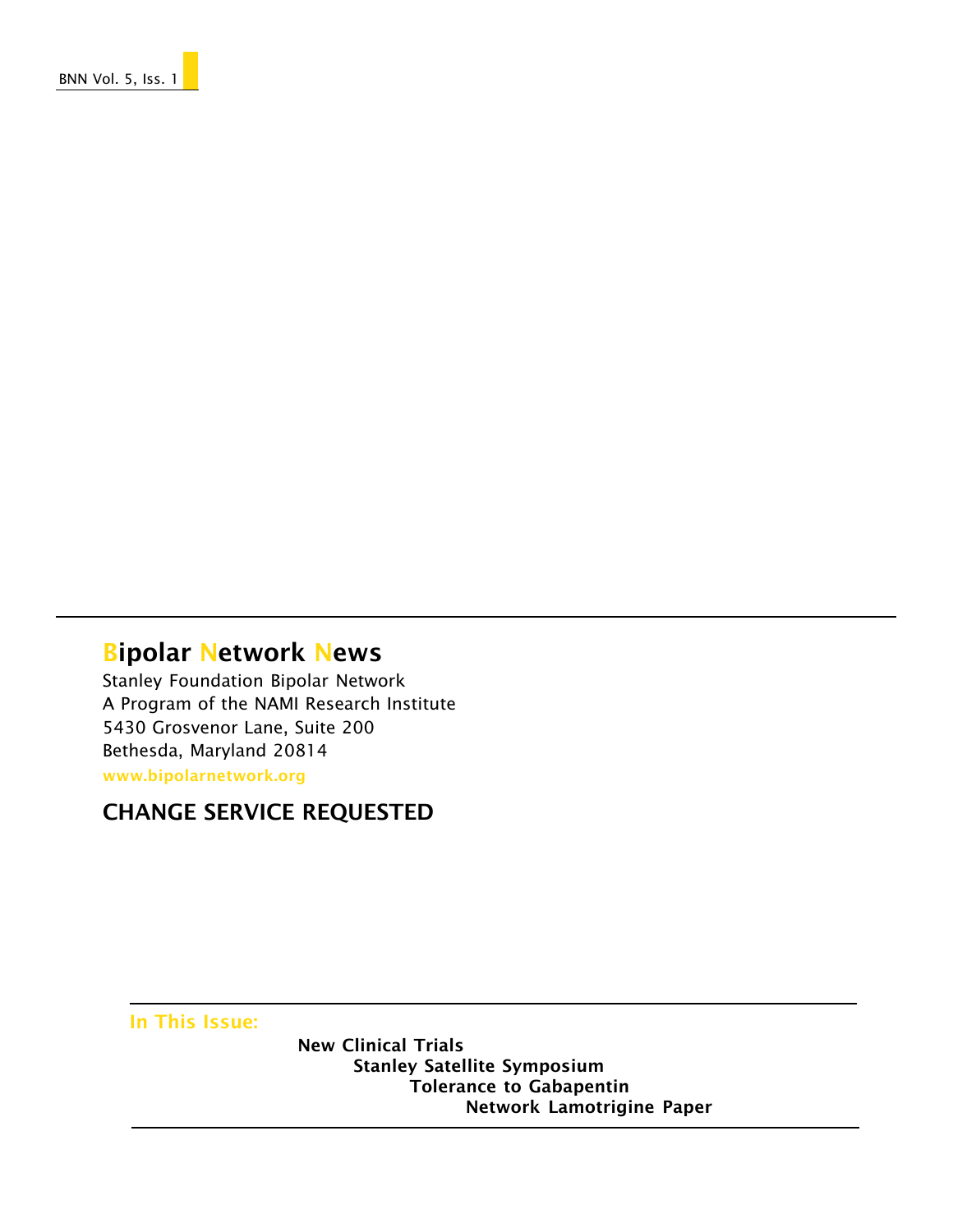# Bipolar Network News

Stanley Foundation Bipolar Network
A Program of the NAMI Research Institute
5430 Grosvenor Lane, Suite 200
Bethesda, Maryland 20814
www.bipolarnetwork.org

**CHANGE SERVICE REQUESTED**

**In This Issue:**

**New Clinical Trials**
**Stanley Satellite Symposium**
**Tolerance to Gabapentin**
**Network Lamotrigine Paper**